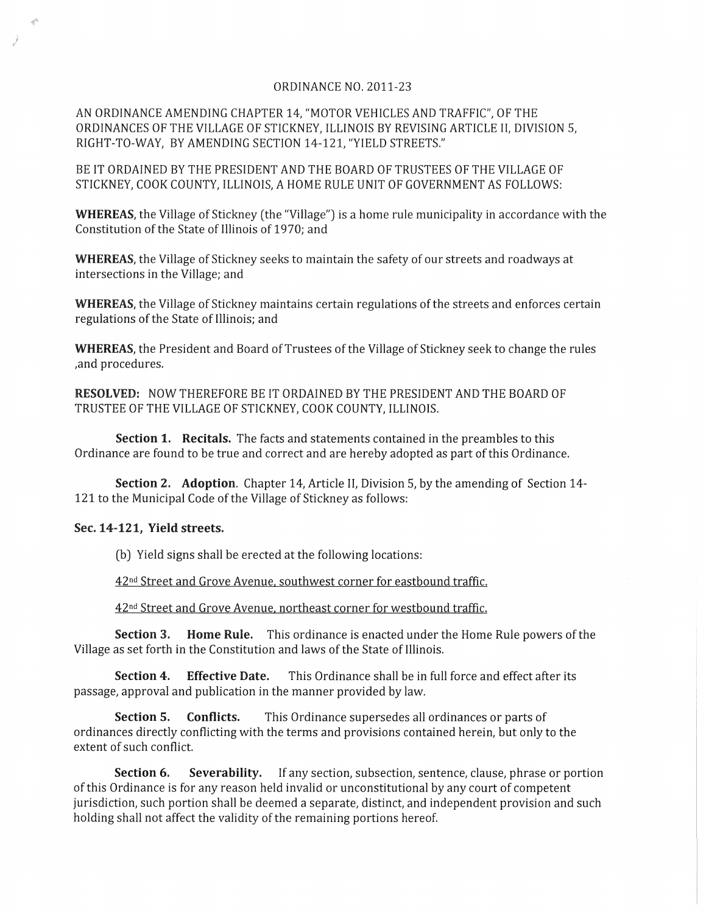ORDINANCE NO. 2011-23

AN ORDINANCE AMENDING CHAPTER 14, "MOTOR VEHICLES AND TRAFFIC", OF THE ORDINANCES OF THE VILLAGE OF STICKNEY, ILLINOIS BY REVISING ARTICLE II, DIVISION 5, RIGHT-TO-WAY, BY AMENDING SECTION 14-121, "YIELD STREETS."

BE IT ORDAINED BY THE PRESIDENT AND THE BOARD OF TRUSTEES OF THE VILLAGE OF STICKNEY, COOK COUNTY, ILLINOIS, A HOME RULE UNIT OF GOVERNMENT AS FOLLOWS:

**WHEREAS**, the Village of Stickney (the "Village") is a home rule municipality in accordance with the Constitution of the State of Illinois of 1970; and

**WHEREAS**, the Village of Stickney seeks to maintain the safety of our streets and roadways at intersections in the Village; and

**WHEREAS**, the Village of Stickney maintains certain regulations of the streets and enforces certain regulations of the State of Illinois; and

**WHEREAS**, the President and Board of Trustees of the Village of Stickney seek to change the rules ,and procedures.

**RESOLVED:** NOW THEREFORE BE IT ORDAINED BY THE PRESIDENT AND THE BOARD OF TRUSTEE OF THE VILLAGE OF STICKNEY, COOK COUNTY, ILLINOIS.

**Section 1. Recitals.** The facts and statements contained in the preambles to this Ordinance are found to be true and correct and are hereby adopted as part of this Ordinance.

**Section 2. Adoption**. Chapter 14, Article II, Division 5, by the amending of Section 14-121 to the Municipal Code of the Village of Stickney as follows:

**Sec. 14-121, Yield streets.**

(b) Yield signs shall be erected at the following locations:

<u>42nd Street and Grove Avenue, southwest corner for eastbound traffic.</u>

<u>42nd Street and Grove Avenue, northeast corner for westbound traffic.</u>

**Section 3. Home Rule.** This ordinance is enacted under the Home Rule powers of the Village as set forth in the Constitution and laws of the State of Illinois.

**Section 4. Effective Date.** This Ordinance shall be in full force and effect after its passage, approval and publication in the manner provided by law.

**Section 5. Conflicts.** This Ordinance supersedes all ordinances or parts of ordinances directly conflicting with the terms and provisions contained herein, but only to the extent of such conflict.

**Section 6. Severability.** If any section, subsection, sentence, clause, phrase or portion of this Ordinance is for any reason held invalid or unconstitutional by any court of competent jurisdiction, such portion shall be deemed a separate, distinct, and independent provision and such holding shall not affect the validity of the remaining portions hereof.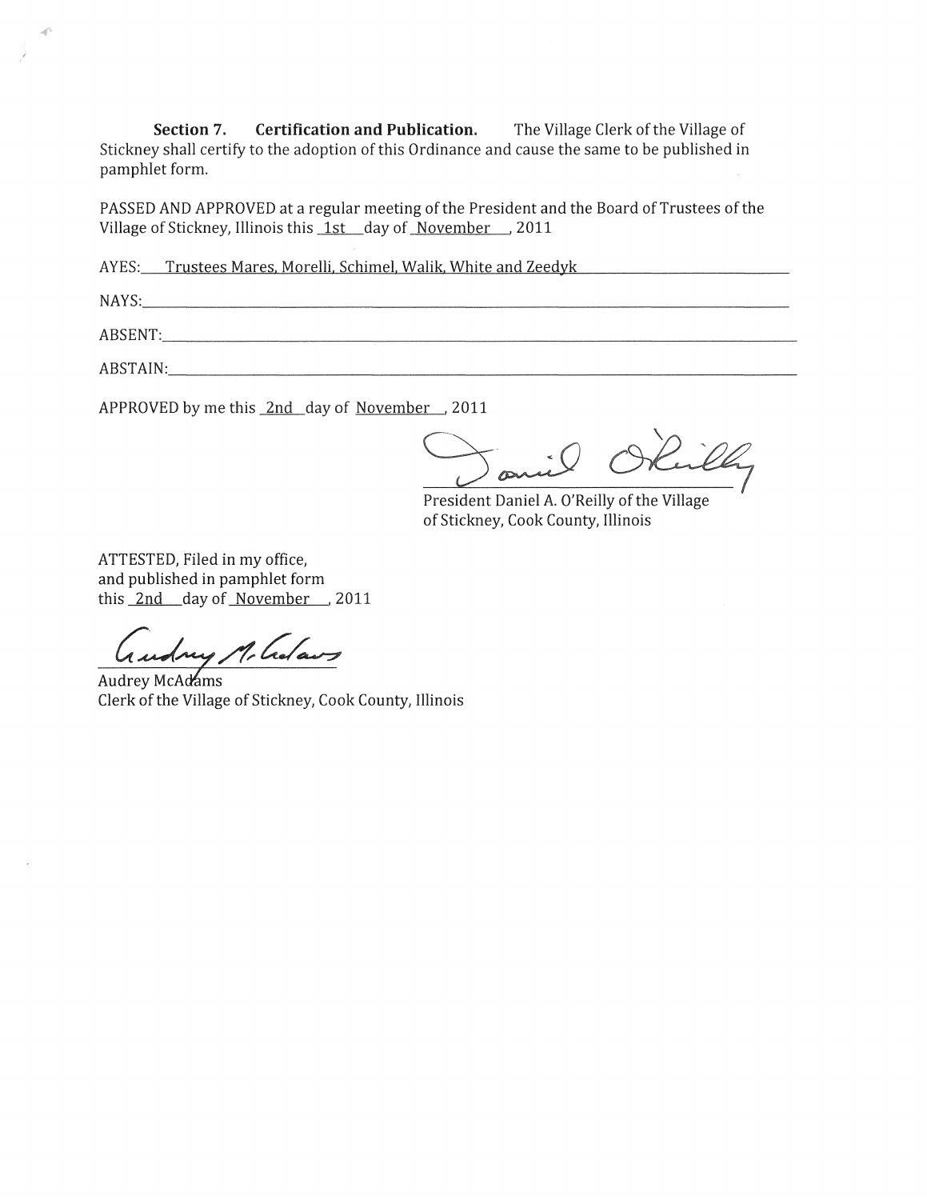**Section 7. Certification and Publication.** The Village Clerk of the Village of Stickney shall certify to the adoption of this Ordinance and cause the same to be published in pamphlet form.

PASSED AND APPROVED at a regular meeting of the President and the Board of Trustees of the Village of Stickney, Illinois this 1st day of November, 2011

AYES: Trustees Mares, Morelli, Schimel, Walik, White and Zeedyk

NAYS:

ABSENT:

ABSTAIN:

APPROVED by me this 2nd day of November, 2011

Daniel O'Reilly

President Daniel A. O'Reilly of the Village of Stickney, Cook County, Illinois

ATTESTED, Filed in my office, and published in pamphlet form this 2nd day of November, 2011

Audrey McAdams

Audrey McAdams
Clerk of the Village of Stickney, Cook County, Illinois